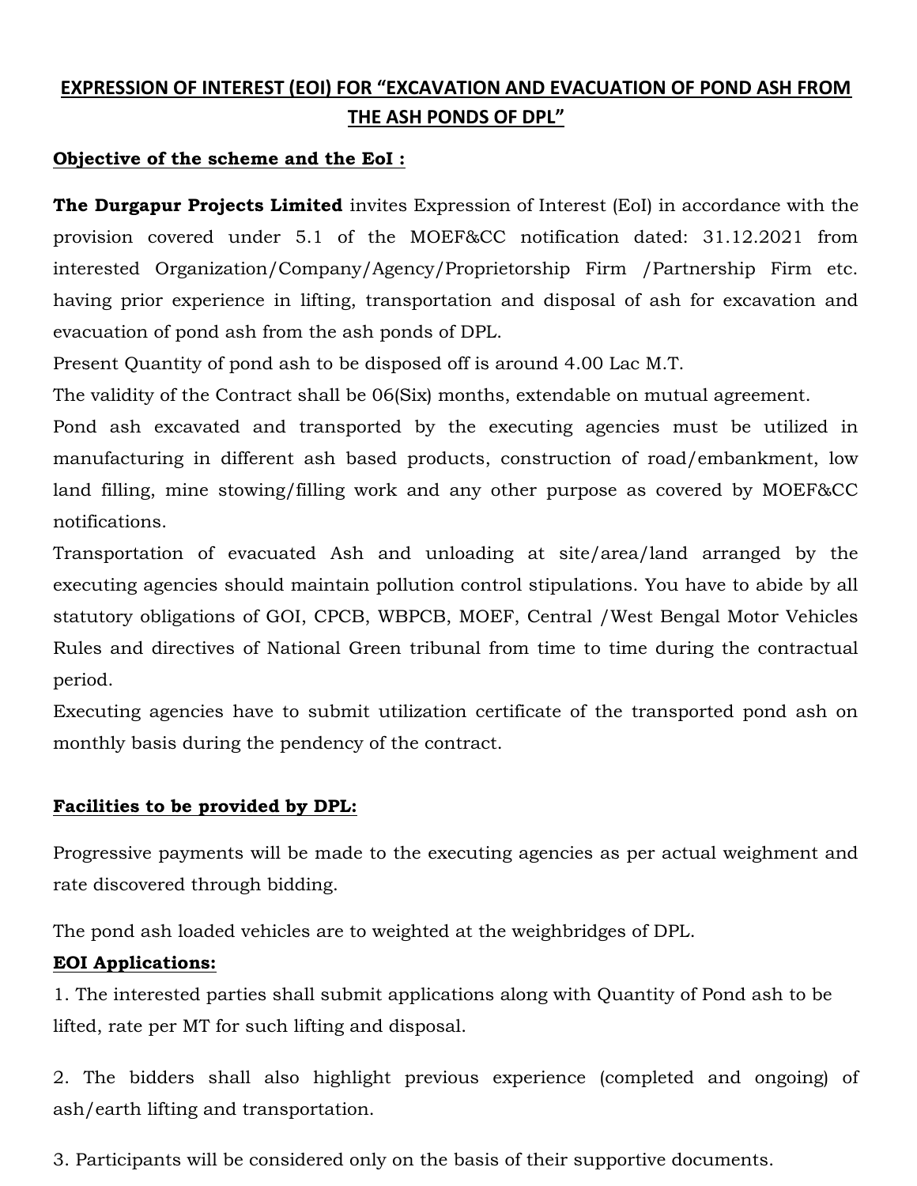# EXPRESSION OF INTEREST (EOI) FOR "EXCAVATION AND EVACUATION OF POND ASH FROM THE ASH PONDS OF DPL"

**Objective of the scheme and the EoI :**

**The Durgapur Projects Limited** invites Expression of Interest (EoI) in accordance with the provision covered under 5.1 of the MOEF&CC notification dated: 31.12.2021 from interested Organization/Company/Agency/Proprietorship Firm /Partnership Firm etc. having prior experience in lifting, transportation and disposal of ash for excavation and evacuation of pond ash from the ash ponds of DPL.

Present Quantity of pond ash to be disposed off is around 4.00 Lac M.T.

The validity of the Contract shall be 06(Six) months, extendable on mutual agreement.

Pond ash excavated and transported by the executing agencies must be utilized in manufacturing in different ash based products, construction of road/embankment, low land filling, mine stowing/filling work and any other purpose as covered by MOEF&CC notifications.

Transportation of evacuated Ash and unloading at site/area/land arranged by the executing agencies should maintain pollution control stipulations. You have to abide by all statutory obligations of GOI, CPCB, WBPCB, MOEF, Central /West Bengal Motor Vehicles Rules and directives of National Green tribunal from time to time during the contractual period.

Executing agencies have to submit utilization certificate of the transported pond ash on monthly basis during the pendency of the contract.

**Facilities to be provided by DPL:**

Progressive payments will be made to the executing agencies as per actual weighment and rate discovered through bidding.

The pond ash loaded vehicles are to weighted at the weighbridges of DPL.

**EOI Applications:**

1. The interested parties shall submit applications along with Quantity of Pond ash to be lifted, rate per MT for such lifting and disposal.

2. The bidders shall also highlight previous experience (completed and ongoing) of ash/earth lifting and transportation.

3. Participants will be considered only on the basis of their supportive documents.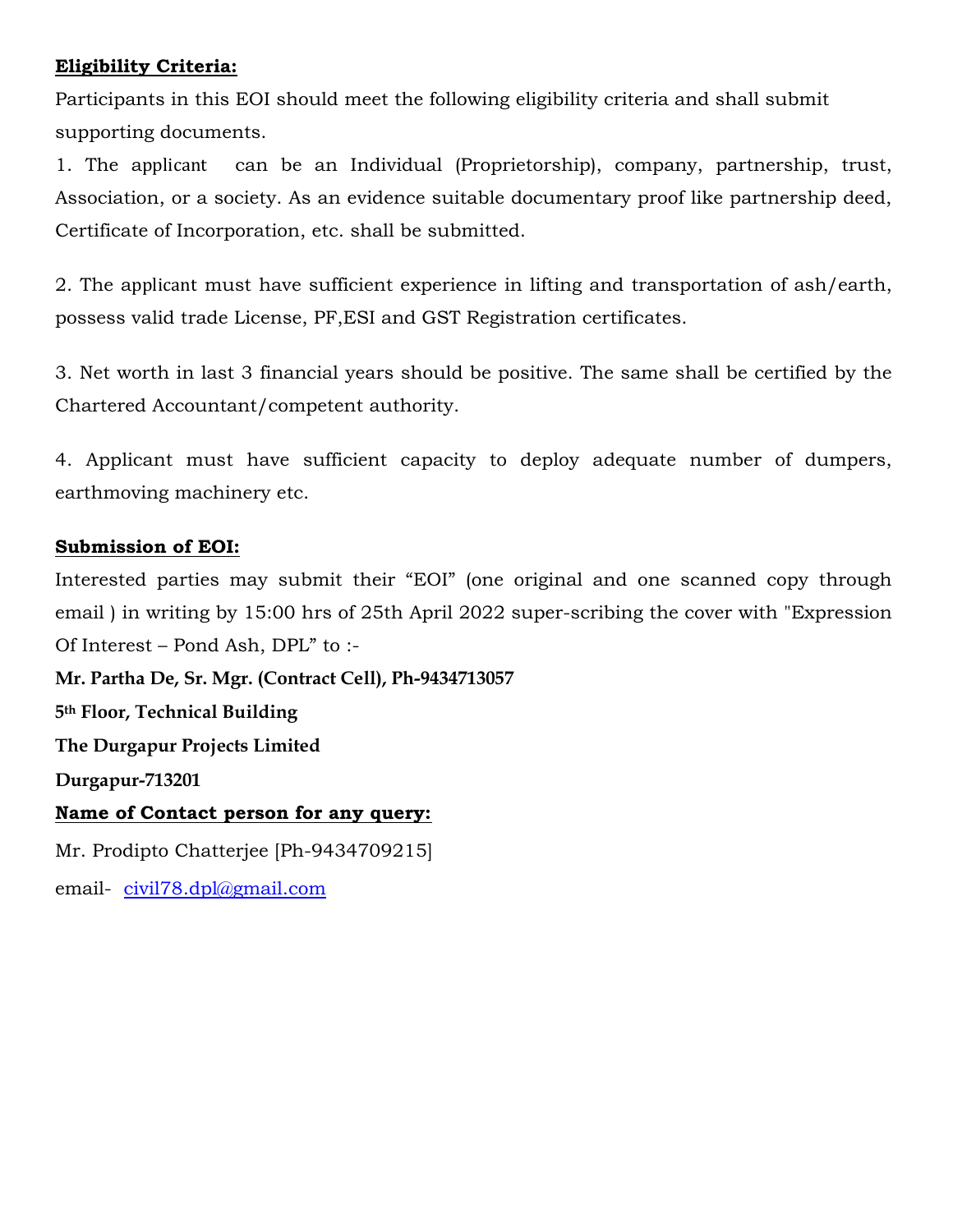**Eligibility Criteria:**

Participants in this EOI should meet the following eligibility criteria and shall submit supporting documents.

1. The applicant can be an Individual (Proprietorship), company, partnership, trust, Association, or a society. As an evidence suitable documentary proof like partnership deed, Certificate of Incorporation, etc. shall be submitted.

2. The applicant must have sufficient experience in lifting and transportation of ash/earth, possess valid trade License, PF,ESI and GST Registration certificates.

3. Net worth in last 3 financial years should be positive. The same shall be certified by the Chartered Accountant/competent authority.

4. Applicant must have sufficient capacity to deploy adequate number of dumpers, earthmoving machinery etc.

**Submission of EOI:**

Interested parties may submit their "EOI" (one original and one scanned copy through email ) in writing by 15:00 hrs of 25th April 2022 super-scribing the cover with "Expression Of Interest – Pond Ash, DPL" to :-

**Mr. Partha De, Sr. Mgr. (Contract Cell), Ph-9434713057**

**5th Floor, Technical Building**

**The Durgapur Projects Limited**

**Durgapur-713201**

**Name of Contact person for any query:**

Mr. Prodipto Chatterjee [Ph-9434709215]

email- civil78.dpl@gmail.com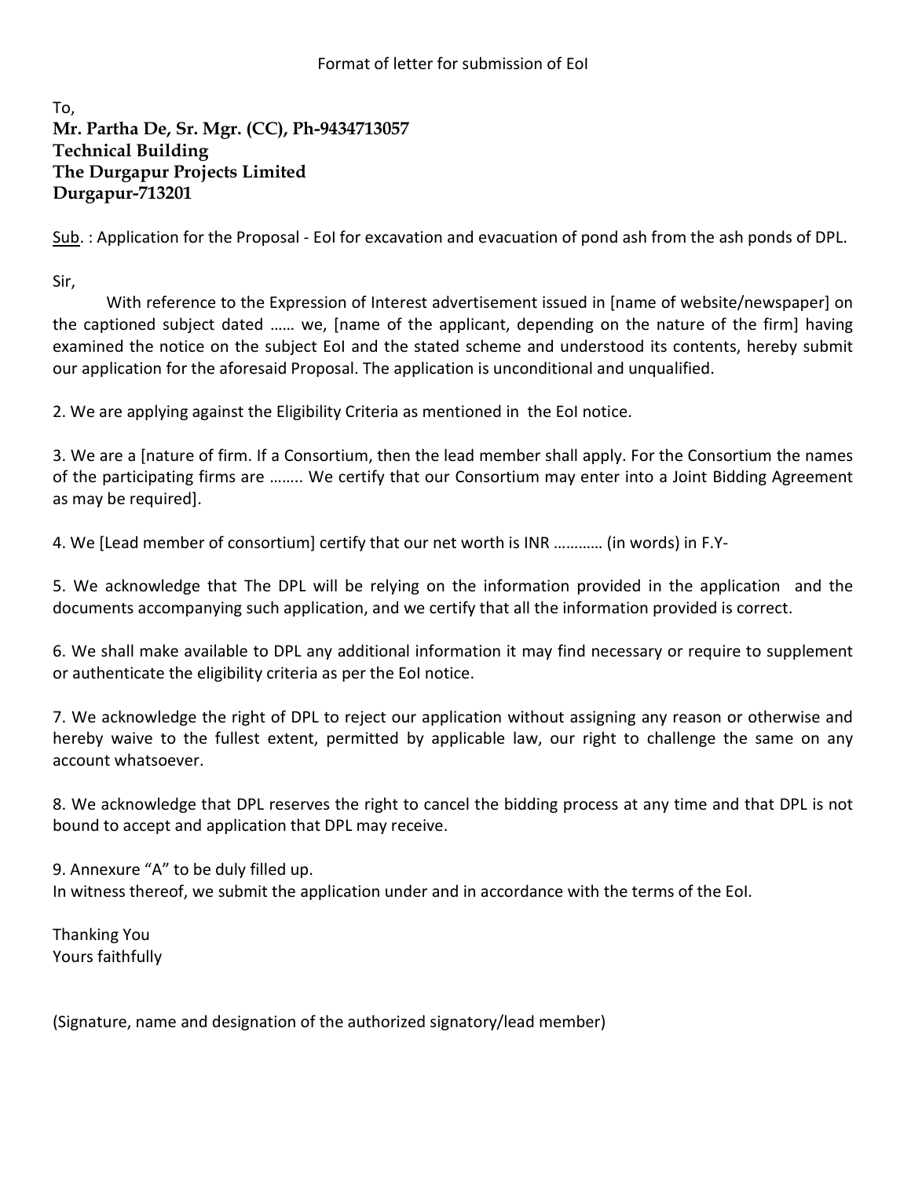Format of letter for submission of EoI

To,

**Mr. Partha De, Sr. Mgr. (CC), Ph-9434713057**
**Technical Building**
**The Durgapur Projects Limited**
**Durgapur-713201**

<u>Sub</u>. : Application for the Proposal - EoI for excavation and evacuation of pond ash from the ash ponds of DPL.

Sir,

With reference to the Expression of Interest advertisement issued in [name of website/newspaper] on the captioned subject dated …… we, [name of the applicant, depending on the nature of the firm] having examined the notice on the subject EoI and the stated scheme and understood its contents, hereby submit our application for the aforesaid Proposal. The application is unconditional and unqualified.

2. We are applying against the Eligibility Criteria as mentioned in the EoI notice.

3. We are a [nature of firm. If a Consortium, then the lead member shall apply. For the Consortium the names of the participating firms are …….. We certify that our Consortium may enter into a Joint Bidding Agreement as may be required].

4. We [Lead member of consortium] certify that our net worth is INR ………… (in words) in F.Y-

5. We acknowledge that The DPL will be relying on the information provided in the application and the documents accompanying such application, and we certify that all the information provided is correct.

6. We shall make available to DPL any additional information it may find necessary or require to supplement or authenticate the eligibility criteria as per the EoI notice.

7. We acknowledge the right of DPL to reject our application without assigning any reason or otherwise and hereby waive to the fullest extent, permitted by applicable law, our right to challenge the same on any account whatsoever.

8. We acknowledge that DPL reserves the right to cancel the bidding process at any time and that DPL is not bound to accept and application that DPL may receive.

9. Annexure "A" to be duly filled up.

In witness thereof, we submit the application under and in accordance with the terms of the EoI.

Thanking You
Yours faithfully

(Signature, name and designation of the authorized signatory/lead member)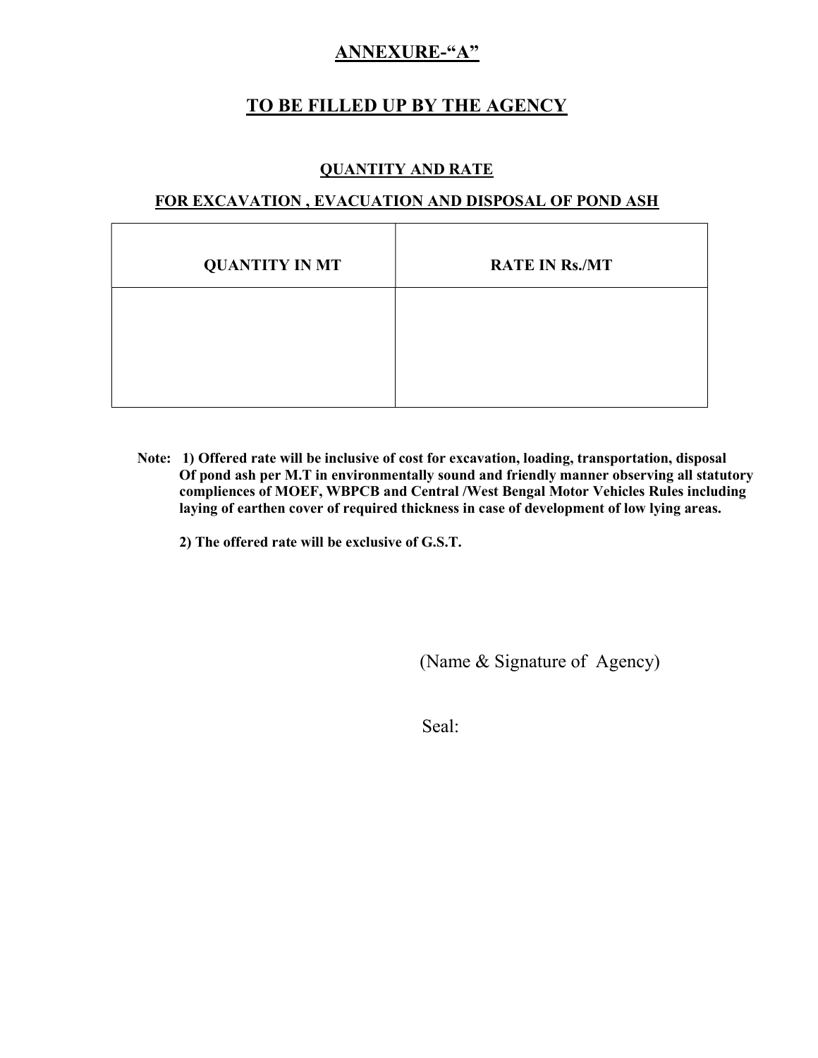# ANNEXURE-"A"

## TO BE FILLED UP BY THE AGENCY

### QUANTITY AND RATE

### FOR EXCAVATION , EVACUATION AND DISPOSAL OF POND ASH

| QUANTITY IN MT | RATE IN Rs./MT |
|---|---|
| | |

**Note: 1) Offered rate will be inclusive of cost for excavation, loading, transportation, disposal Of pond ash per M.T in environmentally sound and friendly manner observing all statutory compliences of MOEF, WBPCB and Central /West Bengal Motor Vehicles Rules including laying of earthen cover of required thickness in case of development of low lying areas.**

**2) The offered rate will be exclusive of G.S.T.**

(Name & Signature of Agency)

Seal: